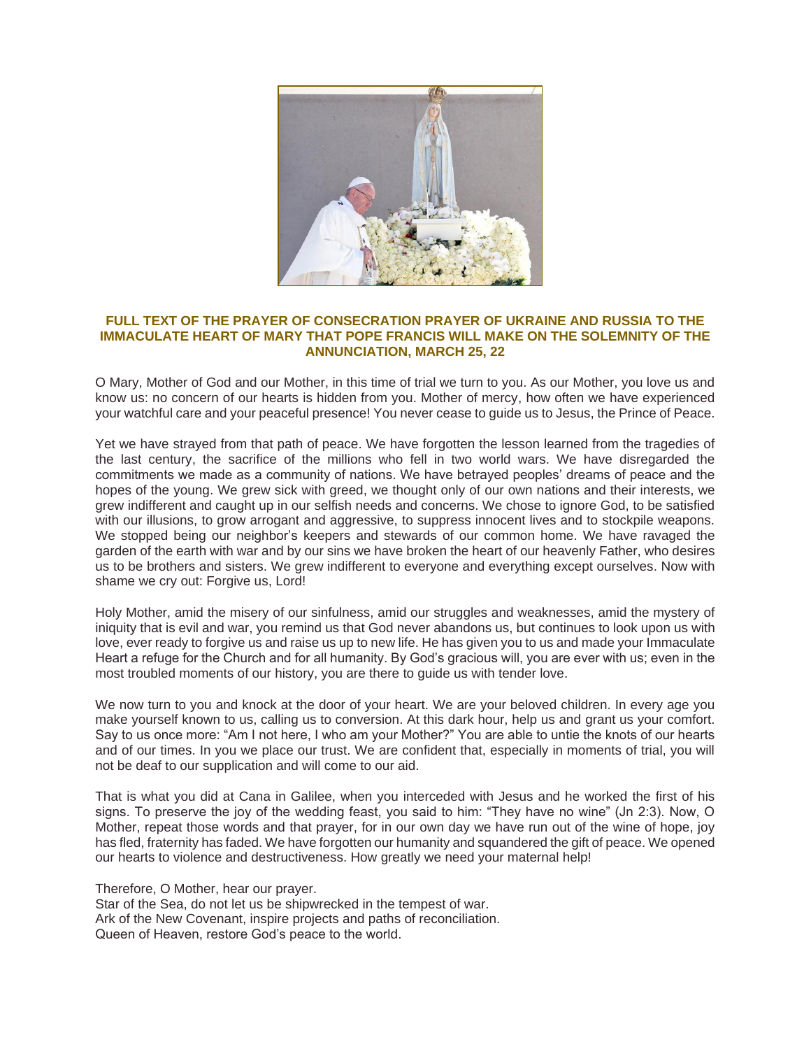## FULL TEXT OF THE PRAYER OF CONSECRATION PRAYER OF UKRAINE AND RUSSIA TO THE IMMACULATE HEART OF MARY THAT POPE FRANCIS WILL MAKE ON THE SOLEMNITY OF THE ANNUNCIATION, MARCH 25, 22

O Mary, Mother of God and our Mother, in this time of trial we turn to you. As our Mother, you love us and know us: no concern of our hearts is hidden from you. Mother of mercy, how often we have experienced your watchful care and your peaceful presence! You never cease to guide us to Jesus, the Prince of Peace.

Yet we have strayed from that path of peace. We have forgotten the lesson learned from the tragedies of the last century, the sacrifice of the millions who fell in two world wars. We have disregarded the commitments we made as a community of nations. We have betrayed peoples' dreams of peace and the hopes of the young. We grew sick with greed, we thought only of our own nations and their interests, we grew indifferent and caught up in our selfish needs and concerns. We chose to ignore God, to be satisfied with our illusions, to grow arrogant and aggressive, to suppress innocent lives and to stockpile weapons. We stopped being our neighbor's keepers and stewards of our common home. We have ravaged the garden of the earth with war and by our sins we have broken the heart of our heavenly Father, who desires us to be brothers and sisters. We grew indifferent to everyone and everything except ourselves. Now with shame we cry out: Forgive us, Lord!

Holy Mother, amid the misery of our sinfulness, amid our struggles and weaknesses, amid the mystery of iniquity that is evil and war, you remind us that God never abandons us, but continues to look upon us with love, ever ready to forgive us and raise us up to new life. He has given you to us and made your Immaculate Heart a refuge for the Church and for all humanity. By God's gracious will, you are ever with us; even in the most troubled moments of our history, you are there to guide us with tender love.

We now turn to you and knock at the door of your heart. We are your beloved children. In every age you make yourself known to us, calling us to conversion. At this dark hour, help us and grant us your comfort. Say to us once more: "Am I not here, I who am your Mother?" You are able to untie the knots of our hearts and of our times. In you we place our trust. We are confident that, especially in moments of trial, you will not be deaf to our supplication and will come to our aid.

That is what you did at Cana in Galilee, when you interceded with Jesus and he worked the first of his signs. To preserve the joy of the wedding feast, you said to him: "They have no wine" (Jn 2:3). Now, O Mother, repeat those words and that prayer, for in our own day we have run out of the wine of hope, joy has fled, fraternity has faded. We have forgotten our humanity and squandered the gift of peace. We opened our hearts to violence and destructiveness. How greatly we need your maternal help!

Therefore, O Mother, hear our prayer.
Star of the Sea, do not let us be shipwrecked in the tempest of war.
Ark of the New Covenant, inspire projects and paths of reconciliation.
Queen of Heaven, restore God's peace to the world.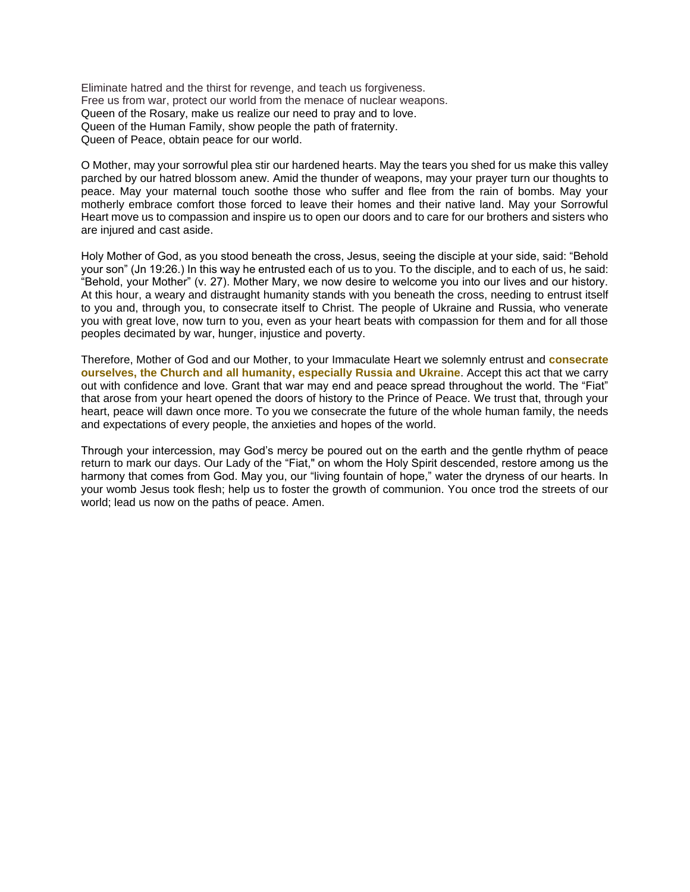Eliminate hatred and the thirst for revenge, and teach us forgiveness.
Free us from war, protect our world from the menace of nuclear weapons.
Queen of the Rosary, make us realize our need to pray and to love.
Queen of the Human Family, show people the path of fraternity.
Queen of Peace, obtain peace for our world.

O Mother, may your sorrowful plea stir our hardened hearts. May the tears you shed for us make this valley parched by our hatred blossom anew. Amid the thunder of weapons, may your prayer turn our thoughts to peace. May your maternal touch soothe those who suffer and flee from the rain of bombs. May your motherly embrace comfort those forced to leave their homes and their native land. May your Sorrowful Heart move us to compassion and inspire us to open our doors and to care for our brothers and sisters who are injured and cast aside.

Holy Mother of God, as you stood beneath the cross, Jesus, seeing the disciple at your side, said: "Behold your son" (Jn 19:26.) In this way he entrusted each of us to you. To the disciple, and to each of us, he said: "Behold, your Mother" (v. 27). Mother Mary, we now desire to welcome you into our lives and our history. At this hour, a weary and distraught humanity stands with you beneath the cross, needing to entrust itself to you and, through you, to consecrate itself to Christ. The people of Ukraine and Russia, who venerate you with great love, now turn to you, even as your heart beats with compassion for them and for all those peoples decimated by war, hunger, injustice and poverty.

Therefore, Mother of God and our Mother, to your Immaculate Heart we solemnly entrust and **consecrate ourselves, the Church and all humanity, especially Russia and Ukraine**. Accept this act that we carry out with confidence and love. Grant that war may end and peace spread throughout the world. The "Fiat" that arose from your heart opened the doors of history to the Prince of Peace. We trust that, through your heart, peace will dawn once more. To you we consecrate the future of the whole human family, the needs and expectations of every people, the anxieties and hopes of the world.

Through your intercession, may God's mercy be poured out on the earth and the gentle rhythm of peace return to mark our days. Our Lady of the "Fiat," on whom the Holy Spirit descended, restore among us the harmony that comes from God. May you, our "living fountain of hope," water the dryness of our hearts. In your womb Jesus took flesh; help us to foster the growth of communion. You once trod the streets of our world; lead us now on the paths of peace. Amen.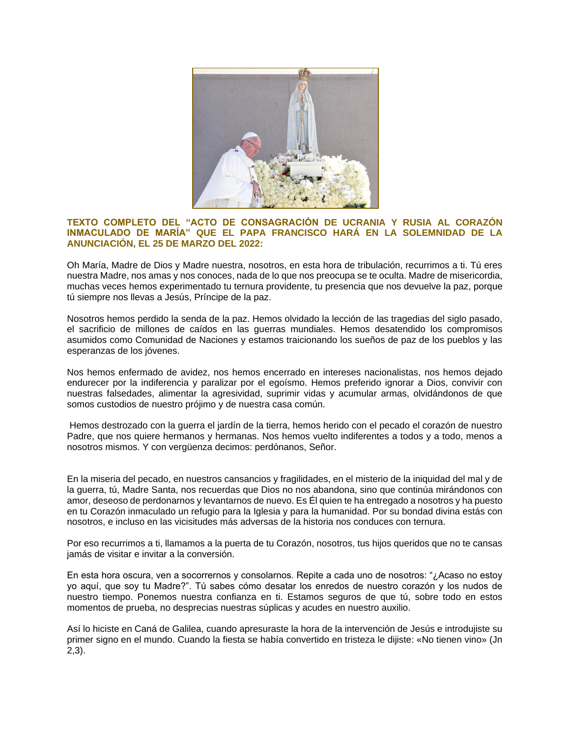**TEXTO COMPLETO DEL "ACTO DE CONSAGRACIÓN DE UCRANIA Y RUSIA AL CORAZÓN INMACULADO DE MARÍA" QUE EL PAPA FRANCISCO HARÁ EN LA SOLEMNIDAD DE LA ANUNCIACIÓN, EL 25 DE MARZO DEL 2022:**

Oh María, Madre de Dios y Madre nuestra, nosotros, en esta hora de tribulación, recurrimos a ti. Tú eres nuestra Madre, nos amas y nos conoces, nada de lo que nos preocupa se te oculta. Madre de misericordia, muchas veces hemos experimentado tu ternura providente, tu presencia que nos devuelve la paz, porque tú siempre nos llevas a Jesús, Príncipe de la paz.

Nosotros hemos perdido la senda de la paz. Hemos olvidado la lección de las tragedias del siglo pasado, el sacrificio de millones de caídos en las guerras mundiales. Hemos desatendido los compromisos asumidos como Comunidad de Naciones y estamos traicionando los sueños de paz de los pueblos y las esperanzas de los jóvenes.

Nos hemos enfermado de avidez, nos hemos encerrado en intereses nacionalistas, nos hemos dejado endurecer por la indiferencia y paralizar por el egoísmo. Hemos preferido ignorar a Dios, convivir con nuestras falsedades, alimentar la agresividad, suprimir vidas y acumular armas, olvidándonos de que somos custodios de nuestro prójimo y de nuestra casa común.

Hemos destrozado con la guerra el jardín de la tierra, hemos herido con el pecado el corazón de nuestro Padre, que nos quiere hermanos y hermanas. Nos hemos vuelto indiferentes a todos y a todo, menos a nosotros mismos. Y con vergüenza decimos: perdónanos, Señor.

En la miseria del pecado, en nuestros cansancios y fragilidades, en el misterio de la iniquidad del mal y de la guerra, tú, Madre Santa, nos recuerdas que Dios no nos abandona, sino que continúa mirándonos con amor, deseoso de perdonarnos y levantarnos de nuevo. Es Él quien te ha entregado a nosotros y ha puesto en tu Corazón inmaculado un refugio para la Iglesia y para la humanidad. Por su bondad divina estás con nosotros, e incluso en las vicisitudes más adversas de la historia nos conduces con ternura.

Por eso recurrimos a ti, llamamos a la puerta de tu Corazón, nosotros, tus hijos queridos que no te cansas jamás de visitar e invitar a la conversión.

En esta hora oscura, ven a socorrernos y consolarnos. Repite a cada uno de nosotros: "¿Acaso no estoy yo aquí, que soy tu Madre?". Tú sabes cómo desatar los enredos de nuestro corazón y los nudos de nuestro tiempo. Ponemos nuestra confianza en ti. Estamos seguros de que tú, sobre todo en estos momentos de prueba, no desprecias nuestras súplicas y acudes en nuestro auxilio.

Así lo hiciste en Caná de Galilea, cuando apresuraste la hora de la intervención de Jesús e introdujiste su primer signo en el mundo. Cuando la fiesta se había convertido en tristeza le dijiste: «No tienen vino» (Jn 2,3).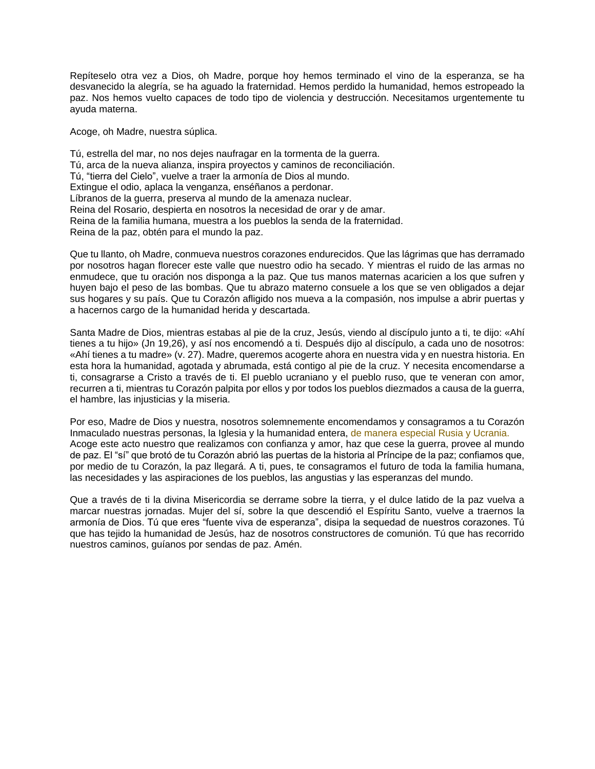Repíteselo otra vez a Dios, oh Madre, porque hoy hemos terminado el vino de la esperanza, se ha desvanecido la alegría, se ha aguado la fraternidad. Hemos perdido la humanidad, hemos estropeado la paz. Nos hemos vuelto capaces de todo tipo de violencia y destrucción. Necesitamos urgentemente tu ayuda materna.

Acoge, oh Madre, nuestra súplica.

Tú, estrella del mar, no nos dejes naufragar en la tormenta de la guerra.
Tú, arca de la nueva alianza, inspira proyectos y caminos de reconciliación.
Tú, "tierra del Cielo", vuelve a traer la armonía de Dios al mundo.
Extingue el odio, aplaca la venganza, enséñanos a perdonar.
Líbranos de la guerra, preserva al mundo de la amenaza nuclear.
Reina del Rosario, despierta en nosotros la necesidad de orar y de amar.
Reina de la familia humana, muestra a los pueblos la senda de la fraternidad.
Reina de la paz, obtén para el mundo la paz.

Que tu llanto, oh Madre, conmueva nuestros corazones endurecidos. Que las lágrimas que has derramado por nosotros hagan florecer este valle que nuestro odio ha secado. Y mientras el ruido de las armas no enmudece, que tu oración nos disponga a la paz. Que tus manos maternas acaricien a los que sufren y huyen bajo el peso de las bombas. Que tu abrazo materno consuele a los que se ven obligados a dejar sus hogares y su país. Que tu Corazón afligido nos mueva a la compasión, nos impulse a abrir puertas y a hacernos cargo de la humanidad herida y descartada.

Santa Madre de Dios, mientras estabas al pie de la cruz, Jesús, viendo al discípulo junto a ti, te dijo: «Ahí tienes a tu hijo» (Jn 19,26), y así nos encomendó a ti. Después dijo al discípulo, a cada uno de nosotros: «Ahí tienes a tu madre» (v. 27). Madre, queremos acogerte ahora en nuestra vida y en nuestra historia. En esta hora la humanidad, agotada y abrumada, está contigo al pie de la cruz. Y necesita encomendarse a ti, consagrarse a Cristo a través de ti. El pueblo ucraniano y el pueblo ruso, que te veneran con amor, recurren a ti, mientras tu Corazón palpita por ellos y por todos los pueblos diezmados a causa de la guerra, el hambre, las injusticias y la miseria.

Por eso, Madre de Dios y nuestra, nosotros solemnemente encomendamos y consagramos a tu Corazón Inmaculado nuestras personas, la Iglesia y la humanidad entera, de manera especial Rusia y Ucrania. Acoge este acto nuestro que realizamos con confianza y amor, haz que cese la guerra, provee al mundo de paz. El "sí" que brotó de tu Corazón abrió las puertas de la historia al Príncipe de la paz; confiamos que, por medio de tu Corazón, la paz llegará. A ti, pues, te consagramos el futuro de toda la familia humana, las necesidades y las aspiraciones de los pueblos, las angustias y las esperanzas del mundo.

Que a través de ti la divina Misericordia se derrame sobre la tierra, y el dulce latido de la paz vuelva a marcar nuestras jornadas. Mujer del sí, sobre la que descendió el Espíritu Santo, vuelve a traernos la armonía de Dios. Tú que eres "fuente viva de esperanza", disipa la sequedad de nuestros corazones. Tú que has tejido la humanidad de Jesús, haz de nosotros constructores de comunión. Tú que has recorrido nuestros caminos, guíanos por sendas de paz. Amén.